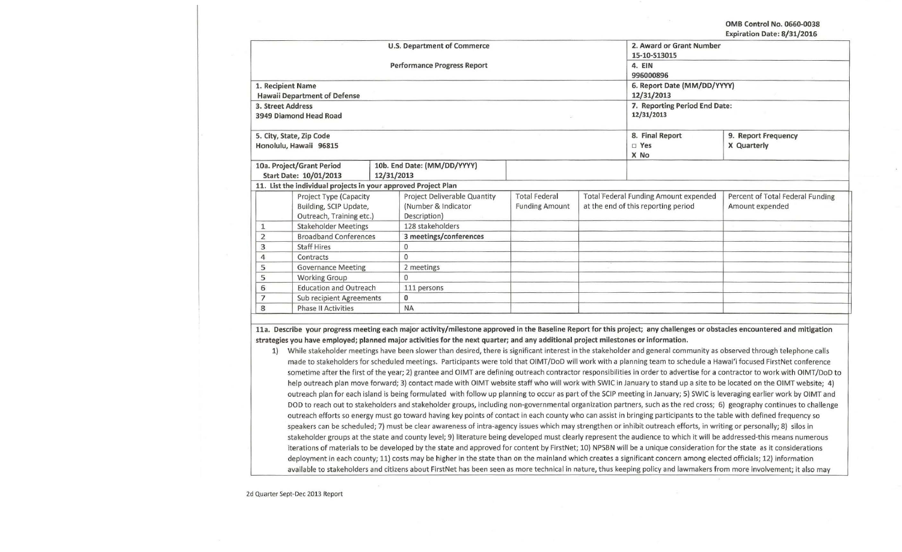OMB Control No. 0660-0038
Expiration Date: 8/31/2016

| U.S. Department of Commerce<br><br>Performance Progress Report | | 2. Award or Grant Number<br>15-10-S13015 | |
|---|---|---|---|
| | | 4. EIN<br>996000896 | |
| 1. Recipient Name<br>Hawaii Department of Defense | | 6. Report Date (MM/DD/YYYY)<br>12/31/2013 | |
| 3. Street Address<br>3949 Diamond Head Road | | 7. Reporting Period End Date:<br>12/31/2013 | |
| 5. City, State, Zip Code<br>Honolulu, Hawaii 96815 | | 8. Final Report<br>□ Yes<br>X No | 9. Report Frequency<br>X Quarterly |
| 10a. Project/Grant Period<br>Start Date: 10/01/2013 | 10b. End Date: (MM/DD/YYYY)<br>12/31/2013 | | |

**11. List the individual projects in your approved Project Plan**

| | Project Type (Capacity Building, SCIP Update, Outreach, Training etc.) | Project Deliverable Quantity (Number & Indicator Description) | Total Federal Funding Amount | Total Federal Funding Amount expended at the end of this reporting period | Percent of Total Federal Funding Amount expended |
|---|---|---|---|---|---|
| 1 | Stakeholder Meetings | 128 stakeholders | | | |
| 2 | Broadband Conferences | **3 meetings/conferences** | | | |
| 3 | Staff Hires | 0 | | | |
| 4 | Contracts | 0 | | | |
| 5 | Governance Meeting | 2 meetings | | | |
| 5 | Working Group | 0 | | | |
| 6 | Education and Outreach | 111 persons | | | |
| 7 | Sub recipient Agreements | **0** | | | |
| 8 | Phase II Activities | NA | | | |

**11a. Describe your progress meeting each major activity/milestone approved in the Baseline Report for this project; any challenges or obstacles encountered and mitigation strategies you have employed; planned major activities for the next quarter; and any additional project milestones or information.**

1) While stakeholder meetings have been slower than desired, there is significant interest in the stakeholder and general community as observed through telephone calls made to stakeholders for scheduled meetings. Participants were told that OIMT/DoD will work with a planning team to schedule a Hawai'i focused FirstNet conference sometime after the first of the year; 2) grantee and OIMT are defining outreach contractor responsibilities in order to advertise for a contractor to work with OIMT/DoD to help outreach plan move forward; 3) contact made with OIMT website staff who will work with SWIC in January to stand up a site to be located on the OIMT website; 4) outreach plan for each island is being formulated with follow up planning to occur as part of the SCIP meeting in January; 5) SWIC is leveraging earlier work by OIMT and DOD to reach out to stakeholders and stakeholder groups, including non-governmental organization partners, such as the red cross; 6) geography continues to challenge outreach efforts so energy must go toward having key points of contact in each county who can assist in bringing participants to the table with defined frequency so speakers can be scheduled; 7) must be clear awareness of intra-agency issues which may strengthen or inhibit outreach efforts, in writing or personally; 8) silos in stakeholder groups at the state and county level; 9) literature being developed must clearly represent the audience to which it will be addressed-this means numerous iterations of materials to be developed by the state and approved for content by FirstNet; 10) NPSBN will be a unique consideration for the state as it considerations deployment in each county; 11) costs may be higher in the state than on the mainland which creates a significant concern among elected officials; 12) information available to stakeholders and citizens about FirstNet has been seen as more technical in nature, thus keeping policy and lawmakers from more involvement; it also may

2d Quarter Sept-Dec 2013 Report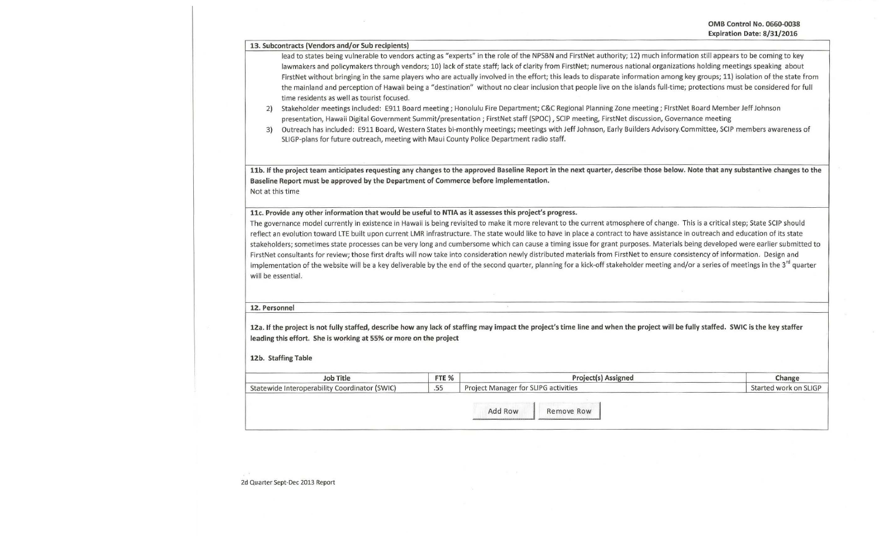OMB Control No. 0660-0038
Expiration Date: 8/31/2016

**13. Subcontracts (Vendors and/or Sub recipients)**

lead to states being vulnerable to vendors acting as "experts" in the role of the NPSBN and FirstNet authority; 12) much information still appears to be coming to key lawmakers and policymakers through vendors; 10) lack of state staff; lack of clarity from FirstNet; numerous national organizations holding meetings speaking about FirstNet without bringing in the same players who are actually involved in the effort; this leads to disparate information among key groups; 11) isolation of the state from the mainland and perception of Hawaii being a "destination" without no clear inclusion that people live on the islands full-time; protections must be considered for full time residents as well as tourist focused.

2) Stakeholder meetings included: E911 Board meeting ; Honolulu Fire Department; C&C Regional Planning Zone meeting ; FirstNet Board Member Jeff Johnson presentation, Hawaii Digital Government Summit/presentation ; FirstNet staff (SPOC) , SCIP meeting, FirstNet discussion, Governance meeting
3) Outreach has included: E911 Board, Western States bi-monthly meetings; meetings with Jeff Johnson, Early Builders Advisory Committee, SCIP members awareness of SLIGP-plans for future outreach, meeting with Maui County Police Department radio staff.

**11b. If the project team anticipates requesting any changes to the approved Baseline Report in the next quarter, describe those below. Note that any substantive changes to the Baseline Report must be approved by the Department of Commerce before implementation.**

Not at this time

**11c. Provide any other information that would be useful to NTIA as it assesses this project's progress.**

The governance model currently in existence in Hawaii is being revisited to make it more relevant to the current atmosphere of change. This is a critical step; State SCIP should reflect an evolution toward LTE built upon current LMR infrastructure. The state would like to have in place a contract to have assistance in outreach and education of its state stakeholders; sometimes state processes can be very long and cumbersome which can cause a timing issue for grant purposes. Materials being developed were earlier submitted to FirstNet consultants for review; those first drafts will now take into consideration newly distributed materials from FirstNet to ensure consistency of information. Design and implementation of the website will be a key deliverable by the end of the second quarter, planning for a kick-off stakeholder meeting and/or a series of meetings in the 3rd quarter will be essential.

**12. Personnel**

**12a. If the project is not fully staffed, describe how any lack of staffing may impact the project's time line and when the project will be fully staffed. SWIC is the key staffer leading this effort. She is working at 55% or more on the project**

**12b. Staffing Table**

| Job Title | FTE % | Project(s) Assigned | Change |
|---|---|---|---|
| Statewide Interoperability Coordinator (SWIC) | .55 | Project Manager for SLIPG activities | Started work on SLIGP |

2d Quarter Sept-Dec 2013 Report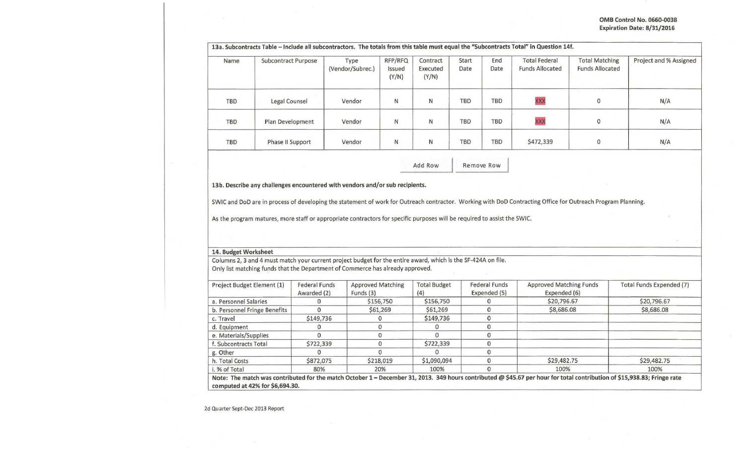OMB Control No. 0660-0038
Expiration Date: 8/31/2016

**13a. Subcontracts Table – Include all subcontractors. The totals from this table must equal the "Subcontracts Total" in Question 14f.**

| Name | Subcontract Purpose | Type (Vendor/Subrec.) | RFP/RFQ Issued (Y/N) | Contract Executed (Y/N) | Start Date | End Date | Total Federal Funds Allocated | Total Matching Funds Allocated | Project and % Assigned |
|---|---|---|---|---|---|---|---|---|---|
| TBD | Legal Counsel | Vendor | N | N | TBD | TBD | XXX | 0 | N/A |
| TBD | Plan Development | Vendor | N | N | TBD | TBD | XXX | 0 | N/A |
| TBD | Phase II Support | Vendor | N | N | TBD | TBD | $472,339 | 0 | N/A |

Add Row Remove Row

**13b. Describe any challenges encountered with vendors and/or sub recipients.**

SWIC and DoD are in process of developing the statement of work for Outreach contractor. Working with DoD Contracting Office for Outreach Program Planning.

As the program matures, more staff or appropriate contractors for specific purposes will be required to assist the SWIC.

**14. Budget Worksheet**

Columns 2, 3 and 4 must match your current project budget for the entire award, which is the SF-424A on file.
Only list matching funds that the Department of Commerce has already approved.

| Project Budget Element (1) | Federal Funds Awarded (2) | Approved Matching Funds (3) | Total Budget (4) | Federal Funds Expended (5) | Approved Matching Funds Expended (6) | Total Funds Expended (7) |
|---|---|---|---|---|---|---|
| a. Personnel Salaries | 0 | $156,750 | $156,750 | 0 | $20,796.67 | $20,796.67 |
| b. Personnel Fringe Benefits | 0 | $61,269 | $61,269 | 0 | $8,686.08 | $8,686.08 |
| c. Travel | $149,736 | 0 | $149,736 | 0 | | |
| d. Equipment | 0 | 0 | 0 | 0 | | |
| e. Materials/Supplies | 0 | 0 | 0 | 0 | | |
| f. Subcontracts Total | $722,339 | 0 | $722,339 | 0 | | |
| g. Other | 0 | 0 | 0 | 0 | | |
| h. Total Costs | $872,075 | $218,019 | $1,090,094 | 0 | $29,482.75 | $29,482.75 |
| i. % of Total | 80% | 20% | 100% | 0 | 100% | 100% |

**Note: The match was contributed for the match October 1 – December 31, 2013. 349 hours contributed @ $45.67 per hour for total contribution of $15,938.83; Fringe rate computed at 42% for $6,694.30.**

2d Quarter Sept-Dec 2013 Report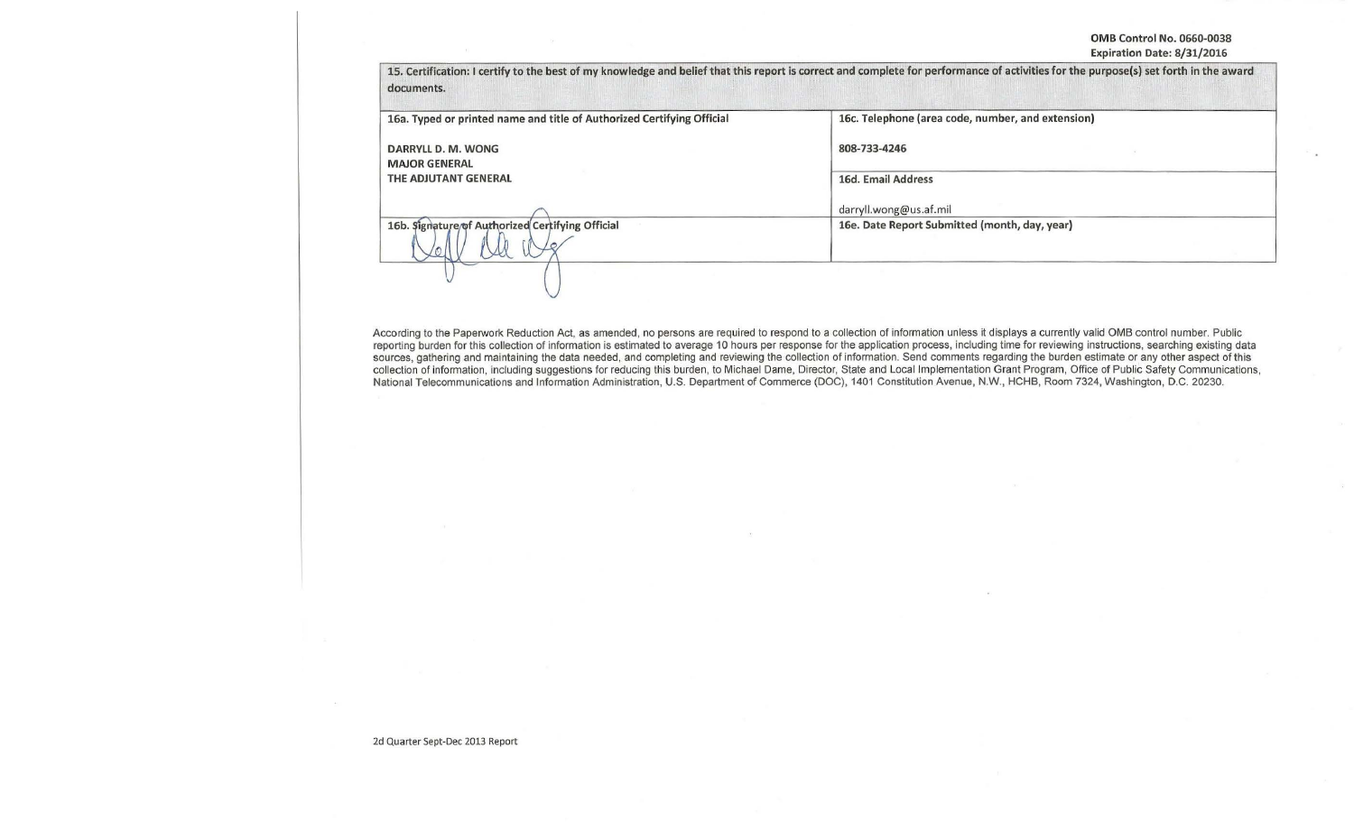OMB Control No. 0660-0038
Expiration Date: 8/31/2016

| 15. Certification: I certify to the best of my knowledge and belief that this report is correct and complete for performance of activities for the purpose(s) set forth in the award documents. | |
|---|---|
| 16a. Typed or printed name and title of Authorized Certifying Official<br><br>DARRYLL D. M. WONG<br>MAJOR GENERAL<br>THE ADJUTANT GENERAL | 16c. Telephone (area code, number, and extension)<br><br>808-733-4246 |
| | 16d. Email Address<br><br>darryll.wong@us.af.mil |
| 16b. Signature of Authorized Certifying Official | 16e. Date Report Submitted (month, day, year) |

According to the Paperwork Reduction Act, as amended, no persons are required to respond to a collection of information unless it displays a currently valid OMB control number. Public reporting burden for this collection of information is estimated to average 10 hours per response for the application process, including time for reviewing instructions, searching existing data sources, gathering and maintaining the data needed, and completing and reviewing the collection of information. Send comments regarding the burden estimate or any other aspect of this collection of information, including suggestions for reducing this burden, to Michael Dame, Director, State and Local Implementation Grant Program, Office of Public Safety Communications, National Telecommunications and Information Administration, U.S. Department of Commerce (DOC), 1401 Constitution Avenue, N.W., HCHB, Room 7324, Washington, D.C. 20230.

2d Quarter Sept-Dec 2013 Report